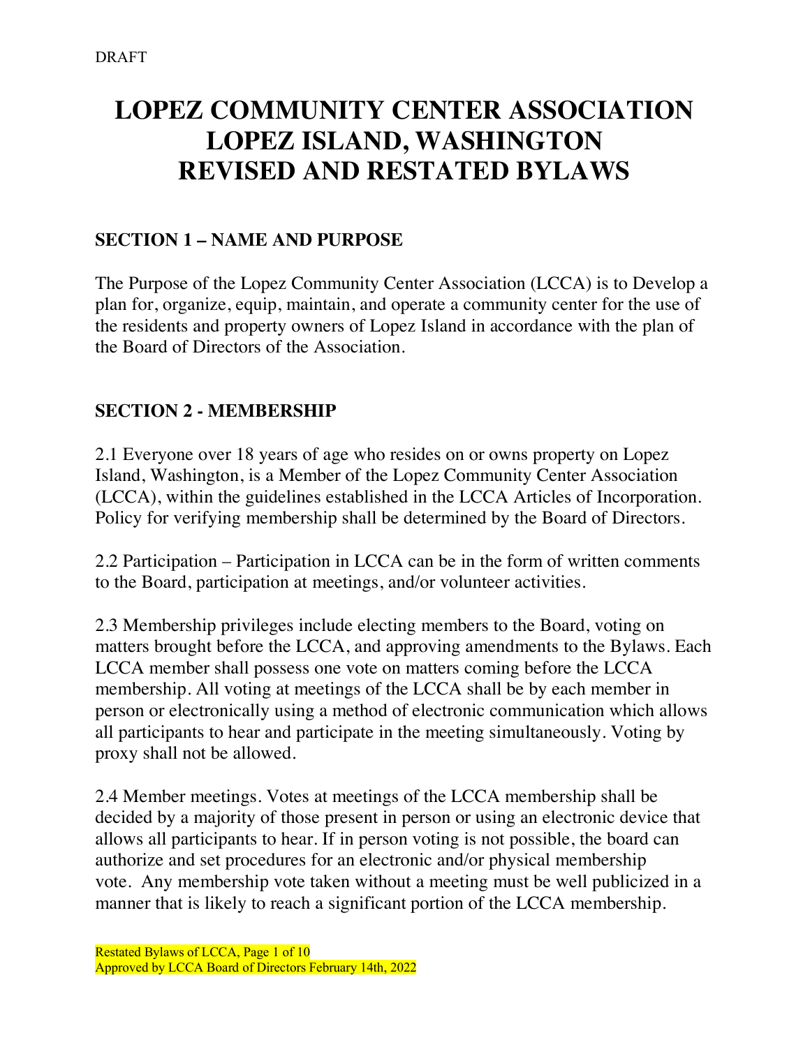DRAFT

# LOPEZ COMMUNITY CENTER ASSOCIATION
# LOPEZ ISLAND, WASHINGTON
# REVISED AND RESTATED BYLAWS

## SECTION 1 – NAME AND PURPOSE

The Purpose of the Lopez Community Center Association (LCCA) is to Develop a plan for, organize, equip, maintain, and operate a community center for the use of the residents and property owners of Lopez Island in accordance with the plan of the Board of Directors of the Association.

## SECTION 2 - MEMBERSHIP

2.1 Everyone over 18 years of age who resides on or owns property on Lopez Island, Washington, is a Member of the Lopez Community Center Association (LCCA), within the guidelines established in the LCCA Articles of Incorporation. Policy for verifying membership shall be determined by the Board of Directors.

2.2 Participation – Participation in LCCA can be in the form of written comments to the Board, participation at meetings, and/or volunteer activities.

2.3 Membership privileges include electing members to the Board, voting on matters brought before the LCCA, and approving amendments to the Bylaws. Each LCCA member shall possess one vote on matters coming before the LCCA membership. All voting at meetings of the LCCA shall be by each member in person or electronically using a method of electronic communication which allows all participants to hear and participate in the meeting simultaneously. Voting by proxy shall not be allowed.

2.4 Member meetings. Votes at meetings of the LCCA membership shall be decided by a majority of those present in person or using an electronic device that allows all participants to hear. If in person voting is not possible, the board can authorize and set procedures for an electronic and/or physical membership vote. Any membership vote taken without a meeting must be well publicized in a manner that is likely to reach a significant portion of the LCCA membership.

Approved by LCCA Board of Directors February 14th, 2022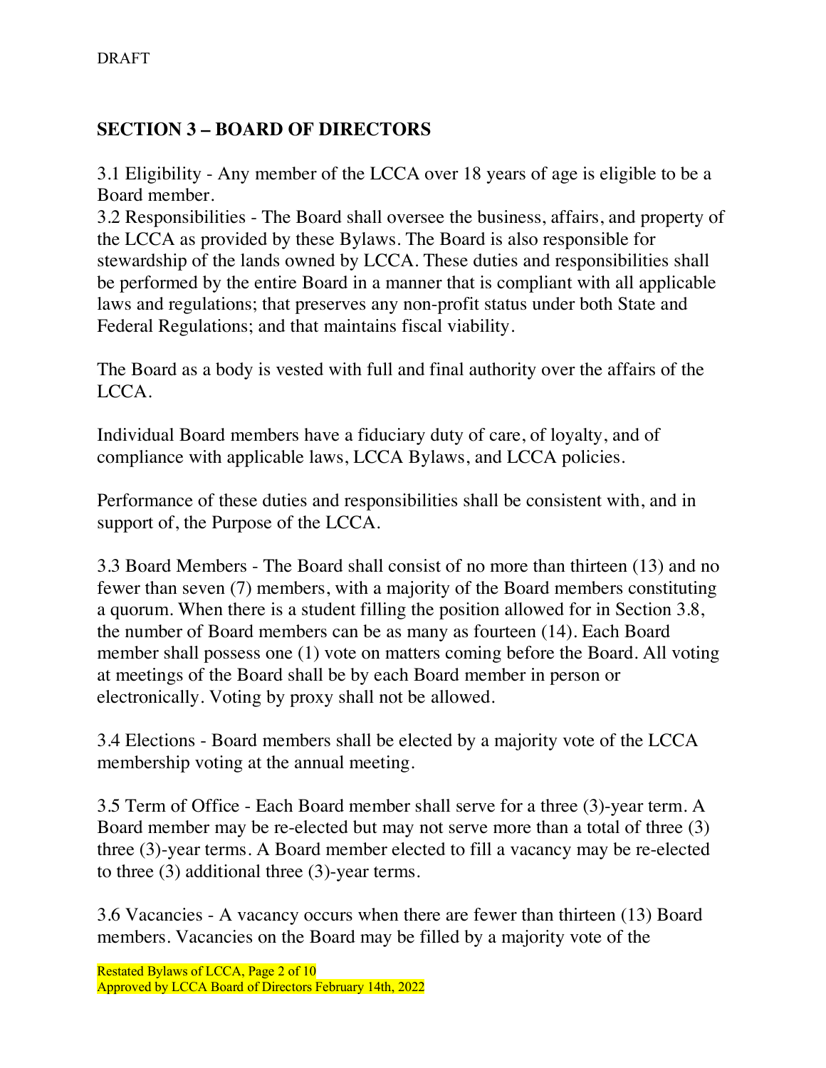DRAFT

## SECTION 3 – BOARD OF DIRECTORS

3.1 Eligibility - Any member of the LCCA over 18 years of age is eligible to be a Board member.
3.2 Responsibilities - The Board shall oversee the business, affairs, and property of the LCCA as provided by these Bylaws. The Board is also responsible for stewardship of the lands owned by LCCA. These duties and responsibilities shall be performed by the entire Board in a manner that is compliant with all applicable laws and regulations; that preserves any non-profit status under both State and Federal Regulations; and that maintains fiscal viability.

The Board as a body is vested with full and final authority over the affairs of the LCCA.

Individual Board members have a fiduciary duty of care, of loyalty, and of compliance with applicable laws, LCCA Bylaws, and LCCA policies.

Performance of these duties and responsibilities shall be consistent with, and in support of, the Purpose of the LCCA.

3.3 Board Members - The Board shall consist of no more than thirteen (13) and no fewer than seven (7) members, with a majority of the Board members constituting a quorum. When there is a student filling the position allowed for in Section 3.8, the number of Board members can be as many as fourteen (14). Each Board member shall possess one (1) vote on matters coming before the Board. All voting at meetings of the Board shall be by each Board member in person or electronically. Voting by proxy shall not be allowed.

3.4 Elections - Board members shall be elected by a majority vote of the LCCA membership voting at the annual meeting.

3.5 Term of Office - Each Board member shall serve for a three (3)-year term. A Board member may be re-elected but may not serve more than a total of three (3) three (3)-year terms. A Board member elected to fill a vacancy may be re-elected to three (3) additional three (3)-year terms.

3.6 Vacancies - A vacancy occurs when there are fewer than thirteen (13) Board members. Vacancies on the Board may be filled by a majority vote of the

Restated Bylaws of LCCA, Page 2 of 10
Approved by LCCA Board of Directors February 14th, 2022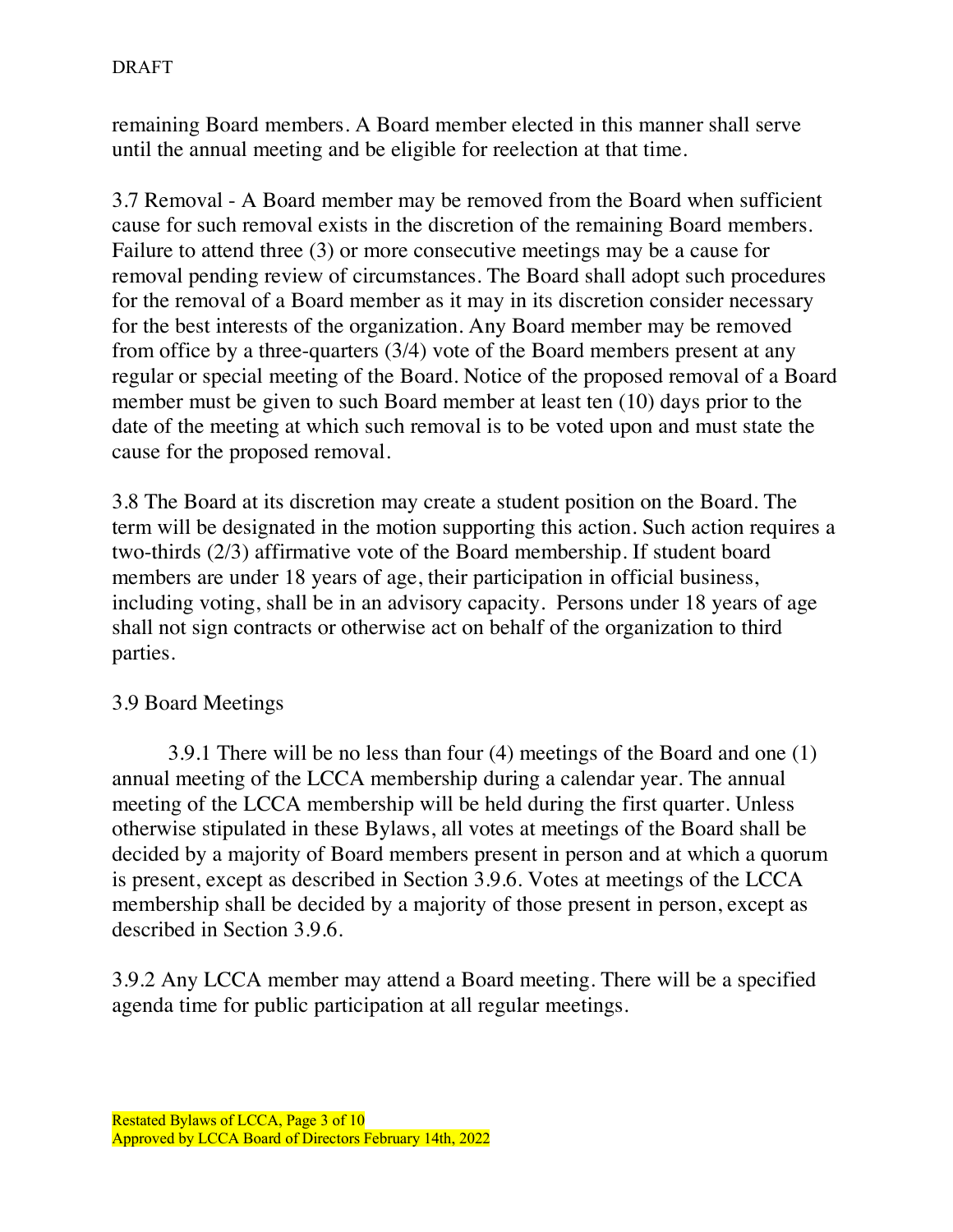DRAFT

remaining Board members. A Board member elected in this manner shall serve until the annual meeting and be eligible for reelection at that time.

3.7 Removal - A Board member may be removed from the Board when sufficient cause for such removal exists in the discretion of the remaining Board members. Failure to attend three (3) or more consecutive meetings may be a cause for removal pending review of circumstances. The Board shall adopt such procedures for the removal of a Board member as it may in its discretion consider necessary for the best interests of the organization. Any Board member may be removed from office by a three-quarters (3/4) vote of the Board members present at any regular or special meeting of the Board. Notice of the proposed removal of a Board member must be given to such Board member at least ten (10) days prior to the date of the meeting at which such removal is to be voted upon and must state the cause for the proposed removal.

3.8 The Board at its discretion may create a student position on the Board. The term will be designated in the motion supporting this action. Such action requires a two-thirds (2/3) affirmative vote of the Board membership. If student board members are under 18 years of age, their participation in official business, including voting, shall be in an advisory capacity. Persons under 18 years of age shall not sign contracts or otherwise act on behalf of the organization to third parties.

3.9 Board Meetings

3.9.1 There will be no less than four (4) meetings of the Board and one (1) annual meeting of the LCCA membership during a calendar year. The annual meeting of the LCCA membership will be held during the first quarter. Unless otherwise stipulated in these Bylaws, all votes at meetings of the Board shall be decided by a majority of Board members present in person and at which a quorum is present, except as described in Section 3.9.6. Votes at meetings of the LCCA membership shall be decided by a majority of those present in person, except as described in Section 3.9.6.

3.9.2 Any LCCA member may attend a Board meeting. There will be a specified agenda time for public participation at all regular meetings.

Restated Bylaws of LCCA, Page 3 of 10
Approved by LCCA Board of Directors February 14th, 2022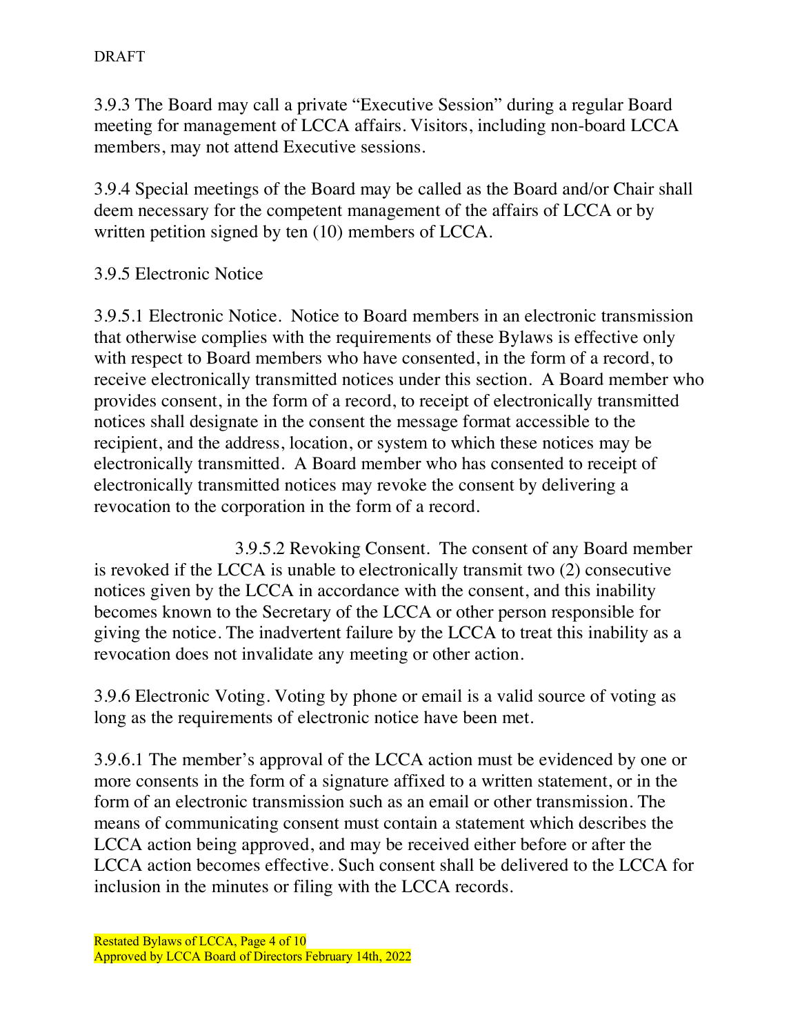DRAFT

3.9.3 The Board may call a private "Executive Session" during a regular Board meeting for management of LCCA affairs. Visitors, including non-board LCCA members, may not attend Executive sessions.

3.9.4 Special meetings of the Board may be called as the Board and/or Chair shall deem necessary for the competent management of the affairs of LCCA or by written petition signed by ten (10) members of LCCA.

3.9.5 Electronic Notice

3.9.5.1 Electronic Notice. Notice to Board members in an electronic transmission that otherwise complies with the requirements of these Bylaws is effective only with respect to Board members who have consented, in the form of a record, to receive electronically transmitted notices under this section. A Board member who provides consent, in the form of a record, to receipt of electronically transmitted notices shall designate in the consent the message format accessible to the recipient, and the address, location, or system to which these notices may be electronically transmitted. A Board member who has consented to receipt of electronically transmitted notices may revoke the consent by delivering a revocation to the corporation in the form of a record.

3.9.5.2 Revoking Consent. The consent of any Board member is revoked if the LCCA is unable to electronically transmit two (2) consecutive notices given by the LCCA in accordance with the consent, and this inability becomes known to the Secretary of the LCCA or other person responsible for giving the notice. The inadvertent failure by the LCCA to treat this inability as a revocation does not invalidate any meeting or other action.

3.9.6 Electronic Voting. Voting by phone or email is a valid source of voting as long as the requirements of electronic notice have been met.

3.9.6.1 The member's approval of the LCCA action must be evidenced by one or more consents in the form of a signature affixed to a written statement, or in the form of an electronic transmission such as an email or other transmission. The means of communicating consent must contain a statement which describes the LCCA action being approved, and may be received either before or after the LCCA action becomes effective. Such consent shall be delivered to the LCCA for inclusion in the minutes or filing with the LCCA records.

Restated Bylaws of LCCA

Approved by LCCA Board of Directors February 14th, 2022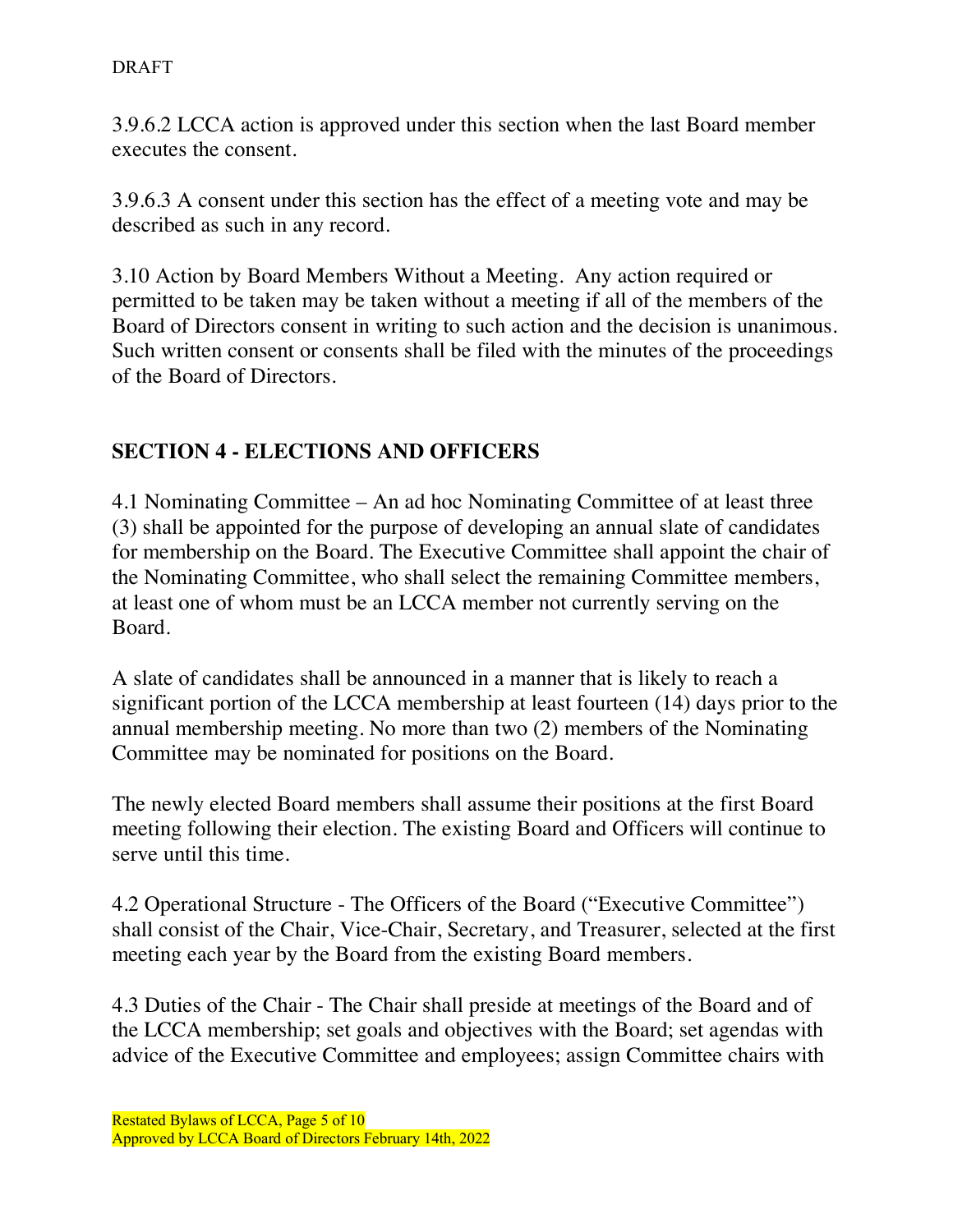3.9.6.2 LCCA action is approved under this section when the last Board member executes the consent.

3.9.6.3 A consent under this section has the effect of a meeting vote and may be described as such in any record.

3.10 Action by Board Members Without a Meeting. Any action required or permitted to be taken may be taken without a meeting if all of the members of the Board of Directors consent in writing to such action and the decision is unanimous. Such written consent or consents shall be filed with the minutes of the proceedings of the Board of Directors.

## SECTION 4 - ELECTIONS AND OFFICERS

4.1 Nominating Committee – An ad hoc Nominating Committee of at least three (3) shall be appointed for the purpose of developing an annual slate of candidates for membership on the Board. The Executive Committee shall appoint the chair of the Nominating Committee, who shall select the remaining Committee members, at least one of whom must be an LCCA member not currently serving on the Board.

A slate of candidates shall be announced in a manner that is likely to reach a significant portion of the LCCA membership at least fourteen (14) days prior to the annual membership meeting. No more than two (2) members of the Nominating Committee may be nominated for positions on the Board.

The newly elected Board members shall assume their positions at the first Board meeting following their election. The existing Board and Officers will continue to serve until this time.

4.2 Operational Structure - The Officers of the Board ("Executive Committee") shall consist of the Chair, Vice-Chair, Secretary, and Treasurer, selected at the first meeting each year by the Board from the existing Board members.

4.3 Duties of the Chair - The Chair shall preside at meetings of the Board and of the LCCA membership; set goals and objectives with the Board; set agendas with advice of the Executive Committee and employees; assign Committee chairs with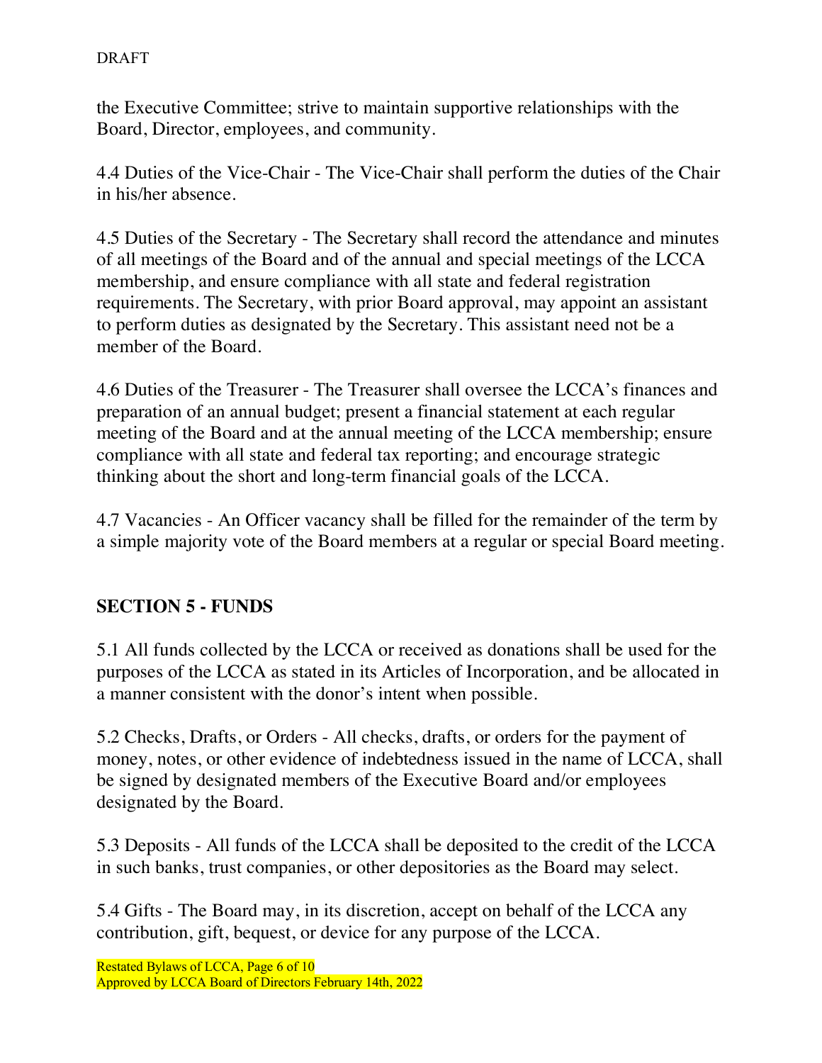the Executive Committee; strive to maintain supportive relationships with the Board, Director, employees, and community.

4.4 Duties of the Vice-Chair - The Vice-Chair shall perform the duties of the Chair in his/her absence.

4.5 Duties of the Secretary - The Secretary shall record the attendance and minutes of all meetings of the Board and of the annual and special meetings of the LCCA membership, and ensure compliance with all state and federal registration requirements. The Secretary, with prior Board approval, may appoint an assistant to perform duties as designated by the Secretary. This assistant need not be a member of the Board.

4.6 Duties of the Treasurer - The Treasurer shall oversee the LCCA's finances and preparation of an annual budget; present a financial statement at each regular meeting of the Board and at the annual meeting of the LCCA membership; ensure compliance with all state and federal tax reporting; and encourage strategic thinking about the short and long-term financial goals of the LCCA.

4.7 Vacancies - An Officer vacancy shall be filled for the remainder of the term by a simple majority vote of the Board members at a regular or special Board meeting.

## SECTION 5 - FUNDS

5.1 All funds collected by the LCCA or received as donations shall be used for the purposes of the LCCA as stated in its Articles of Incorporation, and be allocated in a manner consistent with the donor's intent when possible.

5.2 Checks, Drafts, or Orders - All checks, drafts, or orders for the payment of money, notes, or other evidence of indebtedness issued in the name of LCCA, shall be signed by designated members of the Executive Board and/or employees designated by the Board.

5.3 Deposits - All funds of the LCCA shall be deposited to the credit of the LCCA in such banks, trust companies, or other depositories as the Board may select.

5.4 Gifts - The Board may, in its discretion, accept on behalf of the LCCA any contribution, gift, bequest, or device for any purpose of the LCCA.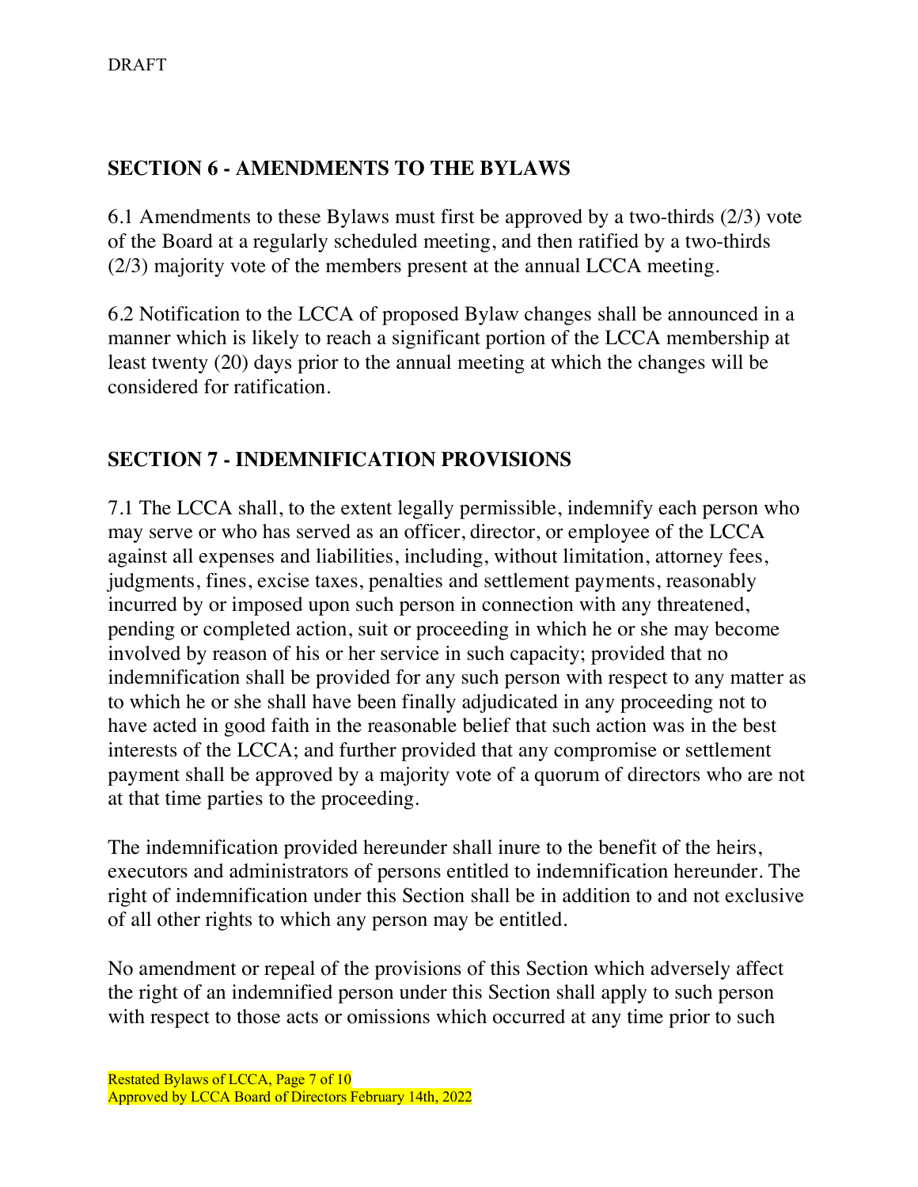## SECTION 6 - AMENDMENTS TO THE BYLAWS

6.1 Amendments to these Bylaws must first be approved by a two-thirds (2/3) vote of the Board at a regularly scheduled meeting, and then ratified by a two-thirds (2/3) majority vote of the members present at the annual LCCA meeting.

6.2 Notification to the LCCA of proposed Bylaw changes shall be announced in a manner which is likely to reach a significant portion of the LCCA membership at least twenty (20) days prior to the annual meeting at which the changes will be considered for ratification.

## SECTION 7 - INDEMNIFICATION PROVISIONS

7.1 The LCCA shall, to the extent legally permissible, indemnify each person who may serve or who has served as an officer, director, or employee of the LCCA against all expenses and liabilities, including, without limitation, attorney fees, judgments, fines, excise taxes, penalties and settlement payments, reasonably incurred by or imposed upon such person in connection with any threatened, pending or completed action, suit or proceeding in which he or she may become involved by reason of his or her service in such capacity; provided that no indemnification shall be provided for any such person with respect to any matter as to which he or she shall have been finally adjudicated in any proceeding not to have acted in good faith in the reasonable belief that such action was in the best interests of the LCCA; and further provided that any compromise or settlement payment shall be approved by a majority vote of a quorum of directors who are not at that time parties to the proceeding.

The indemnification provided hereunder shall inure to the benefit of the heirs, executors and administrators of persons entitled to indemnification hereunder. The right of indemnification under this Section shall be in addition to and not exclusive of all other rights to which any person may be entitled.

No amendment or repeal of the provisions of this Section which adversely affect the right of an indemnified person under this Section shall apply to such person with respect to those acts or omissions which occurred at any time prior to such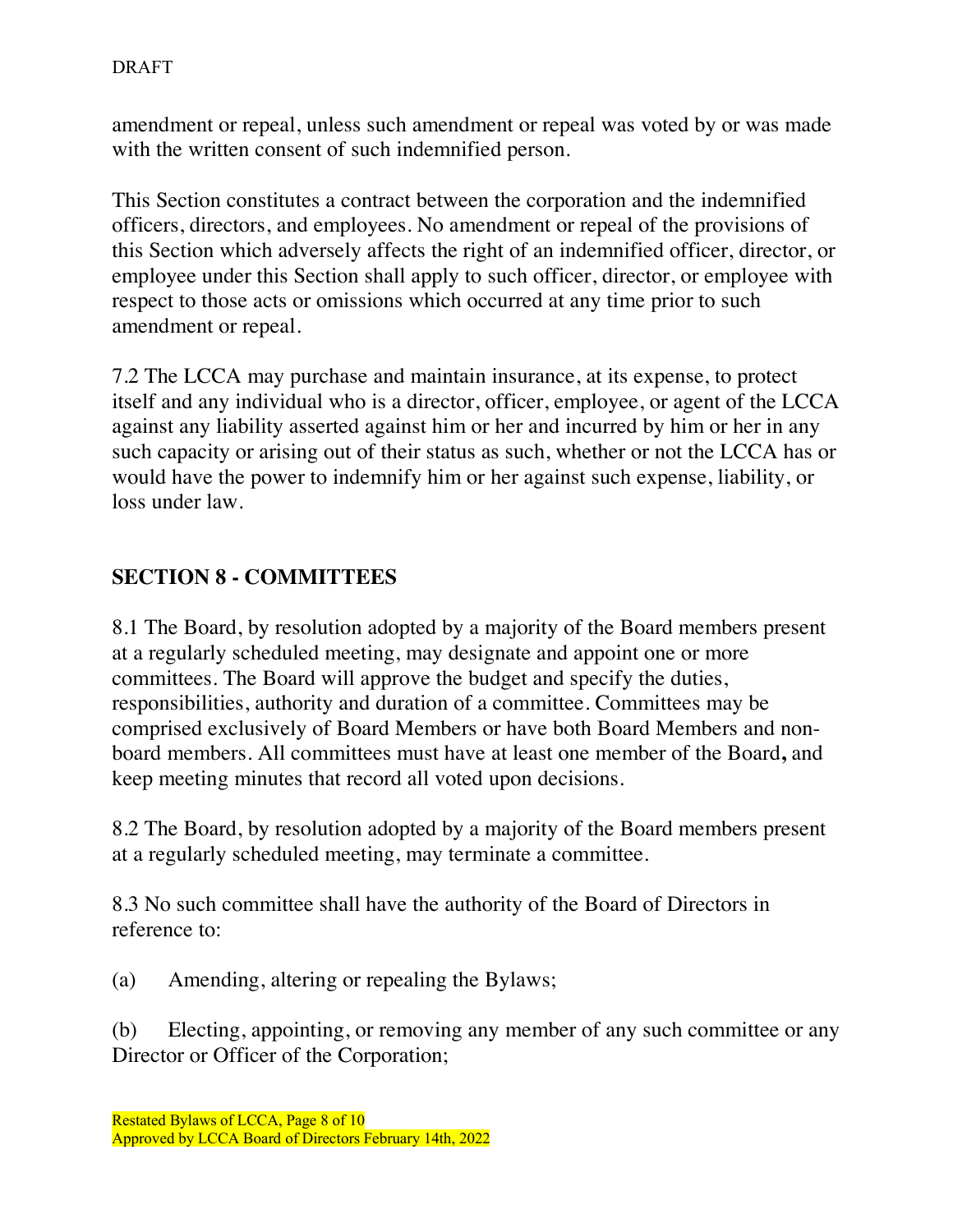amendment or repeal, unless such amendment or repeal was voted by or was made with the written consent of such indemnified person.

This Section constitutes a contract between the corporation and the indemnified officers, directors, and employees. No amendment or repeal of the provisions of this Section which adversely affects the right of an indemnified officer, director, or employee under this Section shall apply to such officer, director, or employee with respect to those acts or omissions which occurred at any time prior to such amendment or repeal.

7.2 The LCCA may purchase and maintain insurance, at its expense, to protect itself and any individual who is a director, officer, employee, or agent of the LCCA against any liability asserted against him or her and incurred by him or her in any such capacity or arising out of their status as such, whether or not the LCCA has or would have the power to indemnify him or her against such expense, liability, or loss under law.

## SECTION 8 - COMMITTEES

8.1 The Board, by resolution adopted by a majority of the Board members present at a regularly scheduled meeting, may designate and appoint one or more committees. The Board will approve the budget and specify the duties, responsibilities, authority and duration of a committee. Committees may be comprised exclusively of Board Members or have both Board Members and non-board members. All committees must have at least one member of the Board**,** and keep meeting minutes that record all voted upon decisions.

8.2 The Board, by resolution adopted by a majority of the Board members present at a regularly scheduled meeting, may terminate a committee.

8.3 No such committee shall have the authority of the Board of Directors in reference to:

(a) Amending, altering or repealing the Bylaws;

(b) Electing, appointing, or removing any member of any such committee or any Director or Officer of the Corporation;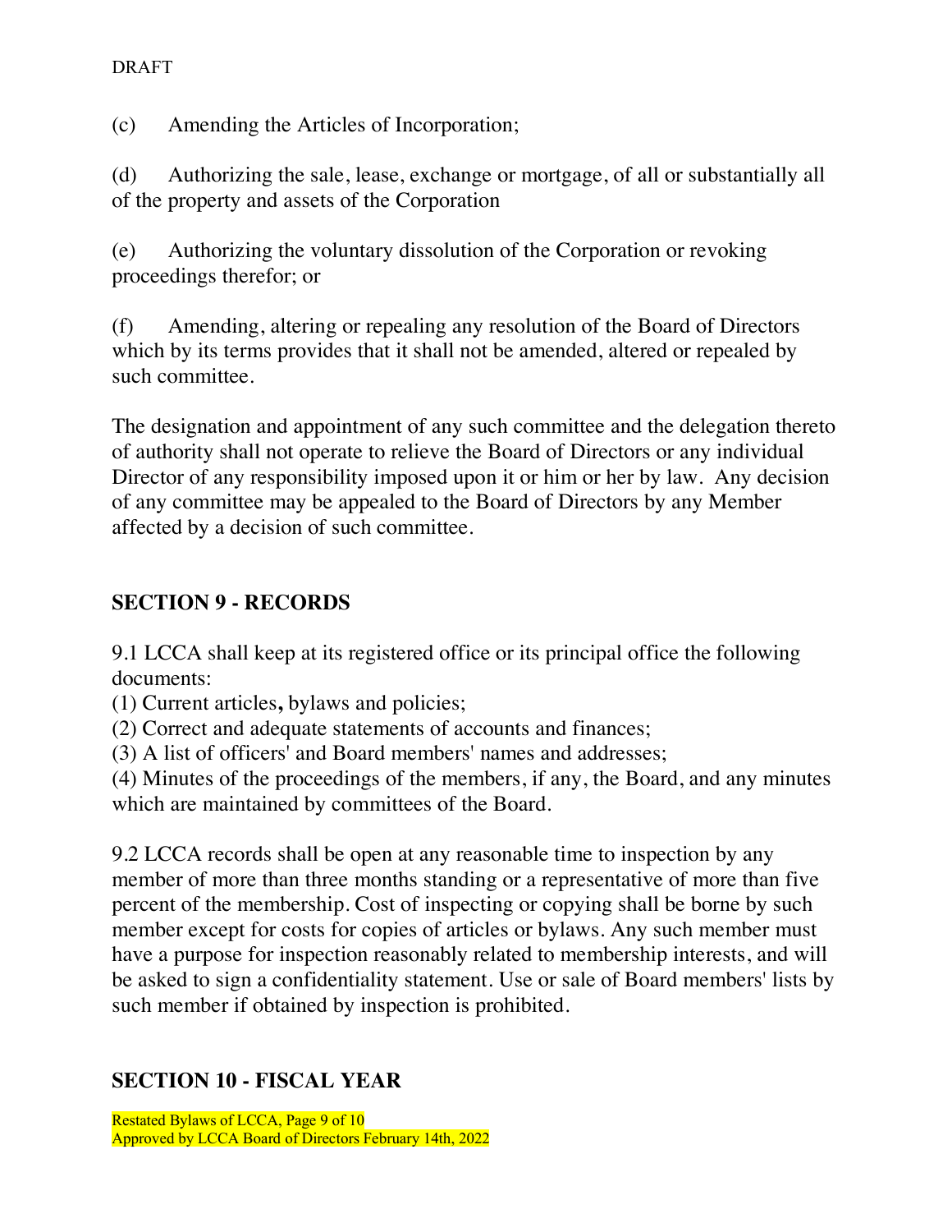(c) Amending the Articles of Incorporation;

(d) Authorizing the sale, lease, exchange or mortgage, of all or substantially all of the property and assets of the Corporation

(e) Authorizing the voluntary dissolution of the Corporation or revoking proceedings therefor; or

(f) Amending, altering or repealing any resolution of the Board of Directors which by its terms provides that it shall not be amended, altered or repealed by such committee.

The designation and appointment of any such committee and the delegation thereto of authority shall not operate to relieve the Board of Directors or any individual Director of any responsibility imposed upon it or him or her by law. Any decision of any committee may be appealed to the Board of Directors by any Member affected by a decision of such committee.

## SECTION 9 - RECORDS

9.1 LCCA shall keep at its registered office or its principal office the following documents:
(1) Current articles**,** bylaws and policies;
(2) Correct and adequate statements of accounts and finances;
(3) A list of officers' and Board members' names and addresses;
(4) Minutes of the proceedings of the members, if any, the Board, and any minutes which are maintained by committees of the Board.

9.2 LCCA records shall be open at any reasonable time to inspection by any member of more than three months standing or a representative of more than five percent of the membership. Cost of inspecting or copying shall be borne by such member except for costs for copies of articles or bylaws. Any such member must have a purpose for inspection reasonably related to membership interests, and will be asked to sign a confidentiality statement. Use or sale of Board members' lists by such member if obtained by inspection is prohibited.

## SECTION 10 - FISCAL YEAR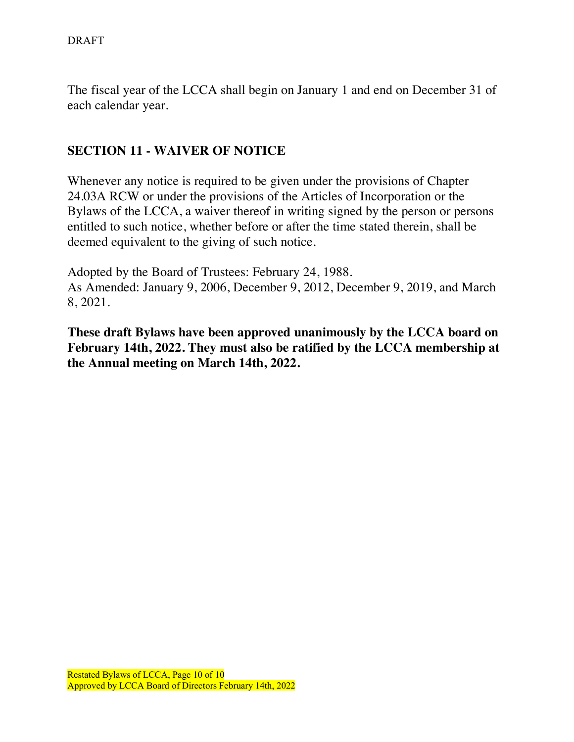The fiscal year of the LCCA shall begin on January 1 and end on December 31 of each calendar year.

## SECTION 11 - WAIVER OF NOTICE

Whenever any notice is required to be given under the provisions of Chapter 24.03A RCW or under the provisions of the Articles of Incorporation or the Bylaws of the LCCA, a waiver thereof in writing signed by the person or persons entitled to such notice, whether before or after the time stated therein, shall be deemed equivalent to the giving of such notice.

Adopted by the Board of Trustees: February 24, 1988.
As Amended: January 9, 2006, December 9, 2012, December 9, 2019, and March 8, 2021.

**These draft Bylaws have been approved unanimously by the LCCA board on February 14th, 2022. They must also be ratified by the LCCA membership at the Annual meeting on March 14th, 2022.**